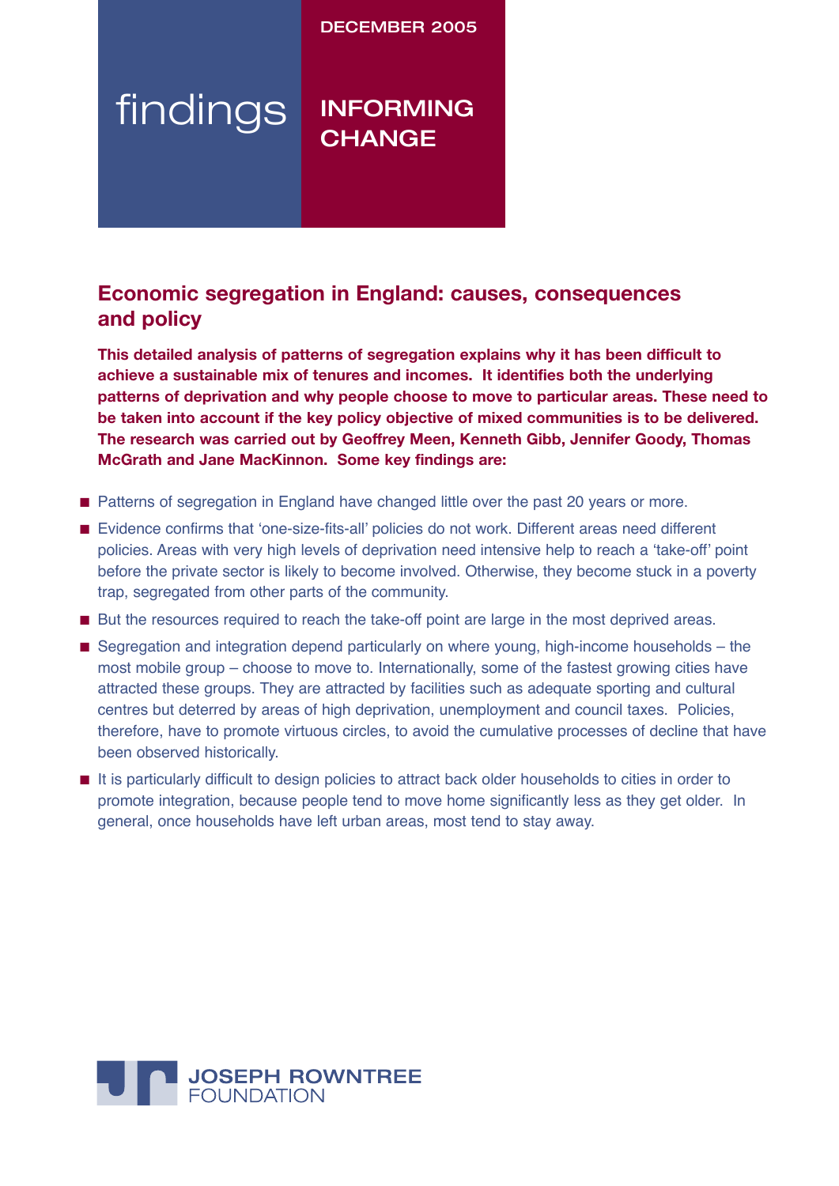DECEMBER 2005

findings

INFORMING CHANGE

# Economic segregation in England: causes, consequences and policy

**This detailed analysis of patterns of segregation explains why it has been difficult to achieve a sustainable mix of tenures and incomes. It identifies both the underlying patterns of deprivation and why people choose to move to particular areas. These need to be taken into account if the key policy objective of mixed communities is to be delivered. The research was carried out by Geoffrey Meen, Kenneth Gibb, Jennifer Goody, Thomas McGrath and Jane MacKinnon. Some key findings are:**

- Patterns of segregation in England have changed little over the past 20 years or more.
- Evidence confirms that 'one-size-fits-all' policies do not work. Different areas need different policies. Areas with very high levels of deprivation need intensive help to reach a 'take-off' point before the private sector is likely to become involved. Otherwise, they become stuck in a poverty trap, segregated from other parts of the community.
- But the resources required to reach the take-off point are large in the most deprived areas.
- Segregation and integration depend particularly on where young, high-income households – the most mobile group – choose to move to. Internationally, some of the fastest growing cities have attracted these groups. They are attracted by facilities such as adequate sporting and cultural centres but deterred by areas of high deprivation, unemployment and council taxes. Policies, therefore, have to promote virtuous circles, to avoid the cumulative processes of decline that have been observed historically.
- It is particularly difficult to design policies to attract back older households to cities in order to promote integration, because people tend to move home significantly less as they get older. In general, once households have left urban areas, most tend to stay away.

JOSEPH ROWNTREE FOUNDATION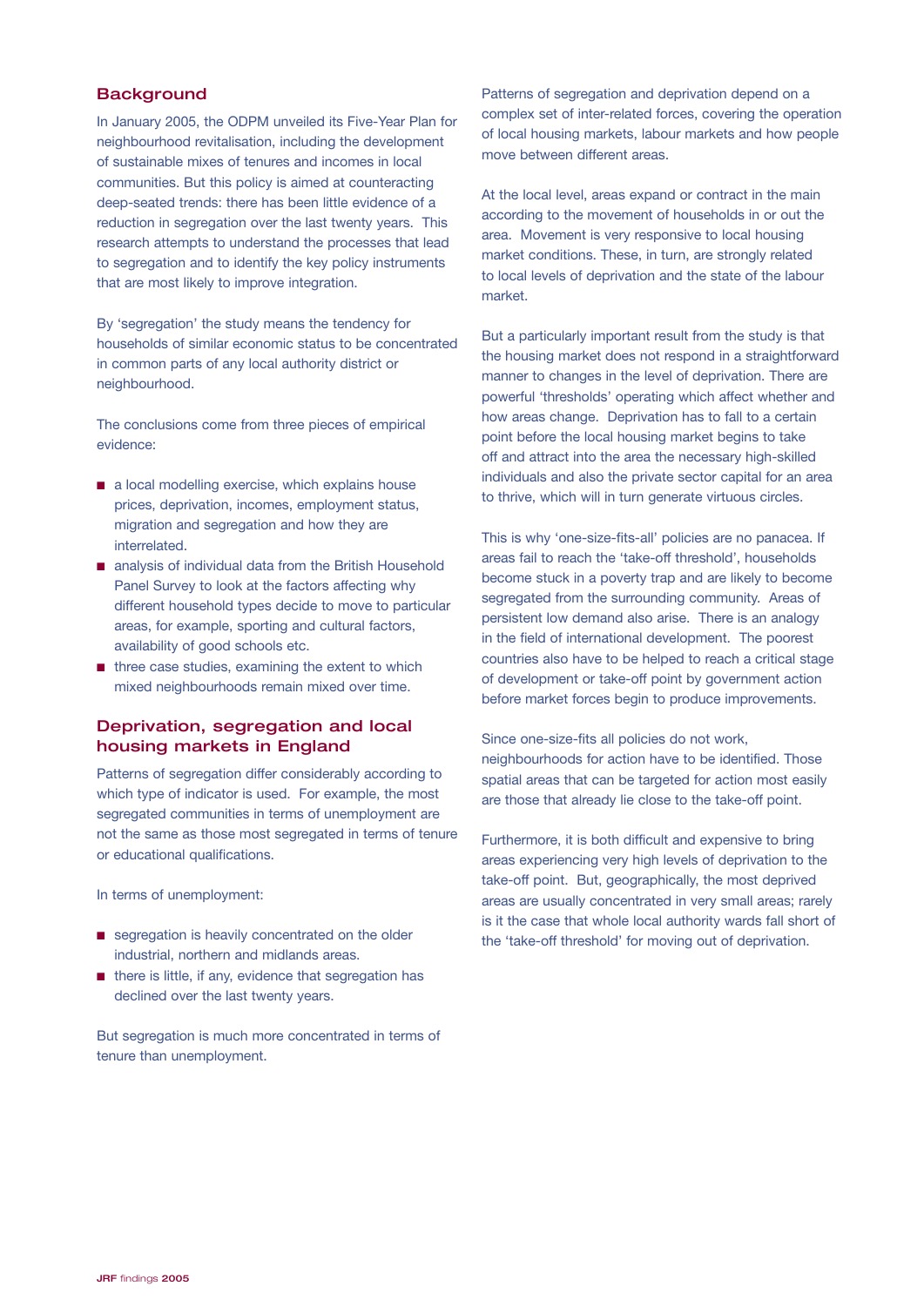## Background

In January 2005, the ODPM unveiled its Five-Year Plan for neighbourhood revitalisation, including the development of sustainable mixes of tenures and incomes in local communities. But this policy is aimed at counteracting deep-seated trends: there has been little evidence of a reduction in segregation over the last twenty years. This research attempts to understand the processes that lead to segregation and to identify the key policy instruments that are most likely to improve integration.

By 'segregation' the study means the tendency for households of similar economic status to be concentrated in common parts of any local authority district or neighbourhood.

The conclusions come from three pieces of empirical evidence:

- a local modelling exercise, which explains house prices, deprivation, incomes, employment status, migration and segregation and how they are interrelated.
- analysis of individual data from the British Household Panel Survey to look at the factors affecting why different household types decide to move to particular areas, for example, sporting and cultural factors, availability of good schools etc.
- three case studies, examining the extent to which mixed neighbourhoods remain mixed over time.

## Deprivation, segregation and local housing markets in England

Patterns of segregation differ considerably according to which type of indicator is used. For example, the most segregated communities in terms of unemployment are not the same as those most segregated in terms of tenure or educational qualifications.

In terms of unemployment:

- segregation is heavily concentrated on the older industrial, northern and midlands areas.
- there is little, if any, evidence that segregation has declined over the last twenty years.

But segregation is much more concentrated in terms of tenure than unemployment.

Patterns of segregation and deprivation depend on a complex set of inter-related forces, covering the operation of local housing markets, labour markets and how people move between different areas.

At the local level, areas expand or contract in the main according to the movement of households in or out the area. Movement is very responsive to local housing market conditions. These, in turn, are strongly related to local levels of deprivation and the state of the labour market.

But a particularly important result from the study is that the housing market does not respond in a straightforward manner to changes in the level of deprivation. There are powerful 'thresholds' operating which affect whether and how areas change. Deprivation has to fall to a certain point before the local housing market begins to take off and attract into the area the necessary high-skilled individuals and also the private sector capital for an area to thrive, which will in turn generate virtuous circles.

This is why 'one-size-fits-all' policies are no panacea. If areas fail to reach the 'take-off threshold', households become stuck in a poverty trap and are likely to become segregated from the surrounding community. Areas of persistent low demand also arise. There is an analogy in the field of international development. The poorest countries also have to be helped to reach a critical stage of development or take-off point by government action before market forces begin to produce improvements.

Since one-size-fits all policies do not work, neighbourhoods for action have to be identified. Those spatial areas that can be targeted for action most easily are those that already lie close to the take-off point.

Furthermore, it is both difficult and expensive to bring areas experiencing very high levels of deprivation to the take-off point. But, geographically, the most deprived areas are usually concentrated in very small areas; rarely is it the case that whole local authority wards fall short of the 'take-off threshold' for moving out of deprivation.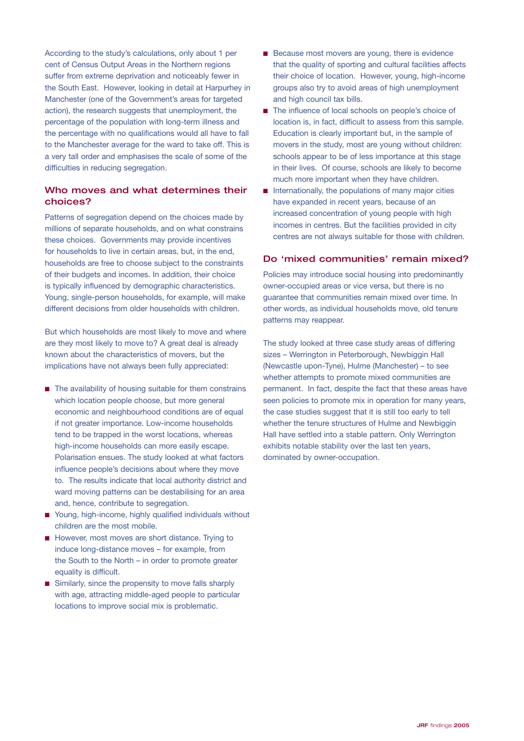According to the study's calculations, only about 1 per cent of Census Output Areas in the Northern regions suffer from extreme deprivation and noticeably fewer in the South East. However, looking in detail at Harpurhey in Manchester (one of the Government's areas for targeted action), the research suggests that unemployment, the percentage of the population with long-term illness and the percentage with no qualifications would all have to fall to the Manchester average for the ward to take off. This is a very tall order and emphasises the scale of some of the difficulties in reducing segregation.

## Who moves and what determines their choices?

Patterns of segregation depend on the choices made by millions of separate households, and on what constrains these choices. Governments may provide incentives for households to live in certain areas, but, in the end, households are free to choose subject to the constraints of their budgets and incomes. In addition, their choice is typically influenced by demographic characteristics. Young, single-person households, for example, will make different decisions from older households with children.

But which households are most likely to move and where are they most likely to move to? A great deal is already known about the characteristics of movers, but the implications have not always been fully appreciated:

- The availability of housing suitable for them constrains which location people choose, but more general economic and neighbourhood conditions are of equal if not greater importance. Low-income households tend to be trapped in the worst locations, whereas high-income households can more easily escape. Polarisation ensues. The study looked at what factors influence people's decisions about where they move to. The results indicate that local authority district and ward moving patterns can be destabilising for an area and, hence, contribute to segregation.
- Young, high-income, highly qualified individuals without children are the most mobile.
- However, most moves are short distance. Trying to induce long-distance moves – for example, from the South to the North – in order to promote greater equality is difficult.
- Similarly, since the propensity to move falls sharply with age, attracting middle-aged people to particular locations to improve social mix is problematic.
- Because most movers are young, there is evidence that the quality of sporting and cultural facilities affects their choice of location. However, young, high-income groups also try to avoid areas of high unemployment and high council tax bills.
- The influence of local schools on people's choice of location is, in fact, difficult to assess from this sample. Education is clearly important but, in the sample of movers in the study, most are young without children: schools appear to be of less importance at this stage in their lives. Of course, schools are likely to become much more important when they have children.
- Internationally, the populations of many major cities have expanded in recent years, because of an increased concentration of young people with high incomes in centres. But the facilities provided in city centres are not always suitable for those with children.

## Do 'mixed communities' remain mixed?

Policies may introduce social housing into predominantly owner-occupied areas or vice versa, but there is no guarantee that communities remain mixed over time. In other words, as individual households move, old tenure patterns may reappear.

The study looked at three case study areas of differing sizes – Werrington in Peterborough, Newbiggin Hall (Newcastle upon-Tyne), Hulme (Manchester) – to see whether attempts to promote mixed communities are permanent. In fact, despite the fact that these areas have seen policies to promote mix in operation for many years, the case studies suggest that it is still too early to tell whether the tenure structures of Hulme and Newbiggin Hall have settled into a stable pattern. Only Werrington exhibits notable stability over the last ten years, dominated by owner-occupation.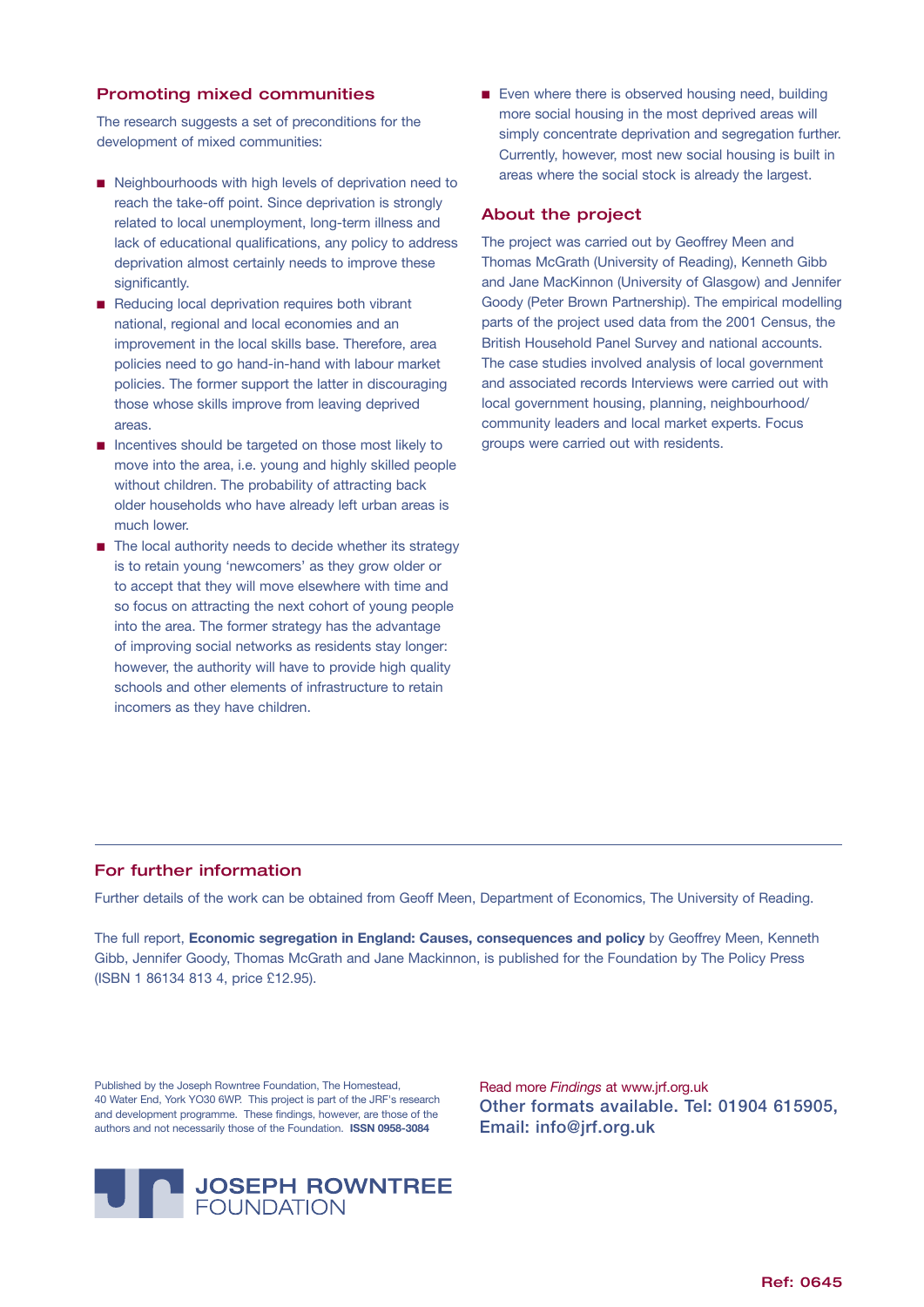## Promoting mixed communities

The research suggests a set of preconditions for the development of mixed communities:

- Neighbourhoods with high levels of deprivation need to reach the take-off point. Since deprivation is strongly related to local unemployment, long-term illness and lack of educational qualifications, any policy to address deprivation almost certainly needs to improve these significantly.
- Reducing local deprivation requires both vibrant national, regional and local economies and an improvement in the local skills base. Therefore, area policies need to go hand-in-hand with labour market policies. The former support the latter in discouraging those whose skills improve from leaving deprived areas.
- Incentives should be targeted on those most likely to move into the area, i.e. young and highly skilled people without children. The probability of attracting back older households who have already left urban areas is much lower.
- The local authority needs to decide whether its strategy is to retain young 'newcomers' as they grow older or to accept that they will move elsewhere with time and so focus on attracting the next cohort of young people into the area. The former strategy has the advantage of improving social networks as residents stay longer: however, the authority will have to provide high quality schools and other elements of infrastructure to retain incomers as they have children.
- Even where there is observed housing need, building more social housing in the most deprived areas will simply concentrate deprivation and segregation further. Currently, however, most new social housing is built in areas where the social stock is already the largest.

## About the project

The project was carried out by Geoffrey Meen and Thomas McGrath (University of Reading), Kenneth Gibb and Jane MacKinnon (University of Glasgow) and Jennifer Goody (Peter Brown Partnership). The empirical modelling parts of the project used data from the 2001 Census, the British Household Panel Survey and national accounts. The case studies involved analysis of local government and associated records Interviews were carried out with local government housing, planning, neighbourhood/ community leaders and local market experts. Focus groups were carried out with residents.

## For further information

Further details of the work can be obtained from Geoff Meen, Department of Economics, The University of Reading.

The full report, **Economic segregation in England: Causes, consequences and policy** by Geoffrey Meen, Kenneth Gibb, Jennifer Goody, Thomas McGrath and Jane Mackinnon, is published for the Foundation by The Policy Press (ISBN 1 86134 813 4, price £12.95).

Published by the Joseph Rowntree Foundation, The Homestead, 40 Water End, York YO30 6WP. This project is part of the JRF's research and development programme. These findings, however, are those of the authors and not necessarily those of the Foundation. **ISSN 0958-3084**

Read more *Findings* at www.jrf.org.uk

Other formats available. Tel: 01904 615905, Email: info@jrf.org.uk

JOSEPH ROWNTREE FOUNDATION

Ref: 0645